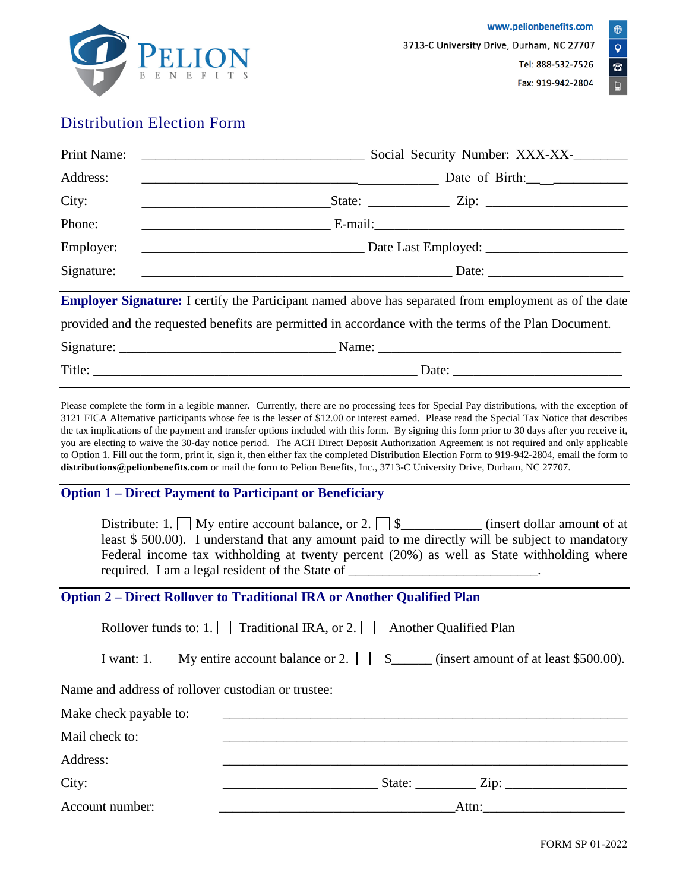PELION BENEFITS

www.pelionbenefits.com
3713-C University Drive, Durham, NC 27707
Tel: 888-532-7526
Fax: 919-942-2804

# Distribution Election Form

Print Name: ________________________________ Social Security Number: XXX-XX-________

Address: ________________________________________ Date of Birth:__ __ __________

City: __________________________ State: ___________ Zip: ____________________

Phone: __________________________ E-mail: ___________________________________

Employer: ________________________________ Date Last Employed: ____________________

Signature: ____________________________________________ Date: ___________________

**Employer Signature:** I certify the Participant named above has separated from employment as of the date provided and the requested benefits are permitted in accordance with the terms of the Plan Document.

Signature: ______________________________ Name: ___________________________________

Title: ______________________________________________ Date: ________________________

---

Please complete the form in a legible manner. Currently, there are no processing fees for Special Pay distributions, with the exception of 3121 FICA Alternative participants whose fee is the lesser of $12.00 or interest earned. Please read the Special Tax Notice that describes the tax implications of the payment and transfer options included with this form. By signing this form prior to 30 days after you receive it, you are electing to waive the 30-day notice period. The ACH Direct Deposit Authorization Agreement is not required and only applicable to Option 1. Fill out the form, print it, sign it, then either fax the completed Distribution Election Form to 919-942-2804, email the form to **distributions@pelionbenefits.com** or mail the form to Pelion Benefits, Inc., 3713-C University Drive, Durham, NC 27707.

## Option 1 – Direct Payment to Participant or Beneficiary

Distribute: 1. ☐ My entire account balance, or 2. ☐ $___________ (insert dollar amount of at least $ 500.00). I understand that any amount paid to me directly will be subject to mandatory Federal income tax withholding at twenty percent (20%) as well as State withholding where required. I am a legal resident of the State of ___________________________.

## Option 2 – Direct Rollover to Traditional IRA or Another Qualified Plan

Rollover funds to: 1. ☐ Traditional IRA, or 2. ☐ Another Qualified Plan

I want: 1. ☐ My entire account balance or 2. ☐ $______ (insert amount of at least $500.00).

Name and address of rollover custodian or trustee:

Make check payable to: ___________________________________________________

Mail check to: ___________________________________________________

Address: ___________________________________________________

City: ______________________ State: ________ Zip: __________________

Account number: __________________________________ Attn: ____________________

FORM SP 01-2022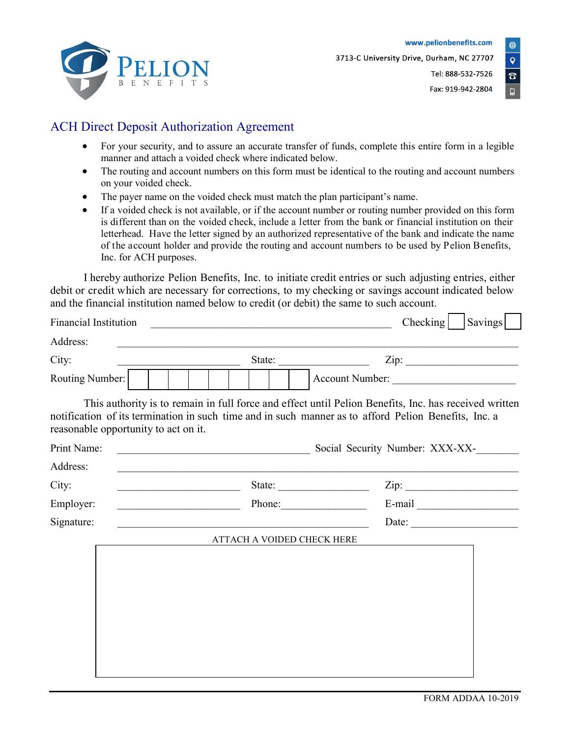PELION
BENEFITS

www.pelionbenefits.com
3713-C University Drive, Durham, NC 27707
Tel: 888-532-7526
Fax: 919-942-2804

# ACH Direct Deposit Authorization Agreement

- For your security, and to assure an accurate transfer of funds, complete this entire form in a legible manner and attach a voided check where indicated below.
- The routing and account numbers on this form must be identical to the routing and account numbers on your voided check.
- The payer name on the voided check must match the plan participant's name.
- If a voided check is not available, or if the account number or routing number provided on this form is different than on the voided check, include a letter from the bank or financial institution on their letterhead. Have the letter signed by an authorized representative of the bank and indicate the name of the account holder and provide the routing and account numbers to be used by Pelion Benefits, Inc. for ACH purposes.

I hereby authorize Pelion Benefits, Inc. to initiate credit entries or such adjusting entries, either debit or credit which are necessary for corrections, to my checking or savings account indicated below and the financial institution named below to credit (or debit) the same to such account.

Financial Institution ______________________________ Checking ☐ Savings ☐

Address: ______________________________________________

City: ____________________ State: ______________ Zip: __________________

Routing Number: ☐☐☐☐☐☐☐☐☐ Account Number: ____________________

This authority is to remain in full force and effect until Pelion Benefits, Inc. has received written notification of its termination in such time and in such manner as to afford Pelion Benefits, Inc. a reasonable opportunity to act on it.

Print Name: ____________________________ Social Security Number: XXX-XX-________

Address: ______________________________________________

City: ____________________ State: ______________ Zip: __________________

Employer: ____________________ Phone: ______________ E-mail __________________

Signature: ____________________________________ Date: __________________

ATTACH A VOIDED CHECK HERE

FORM ADDAA 10-2019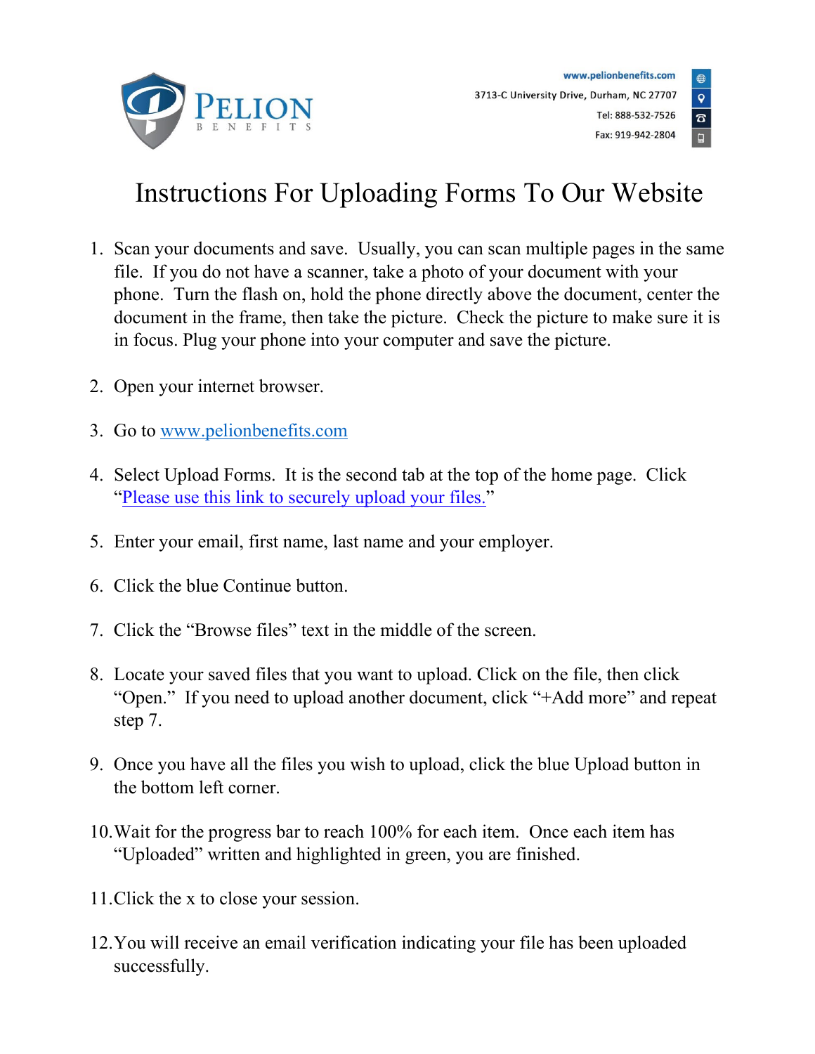PELION BENEFITS

www.pelionbenefits.com
3713-C University Drive, Durham, NC 27707
Tel: 888-532-7526
Fax: 919-942-2804

# Instructions For Uploading Forms To Our Website

1. Scan your documents and save. Usually, you can scan multiple pages in the same file. If you do not have a scanner, take a photo of your document with your phone. Turn the flash on, hold the phone directly above the document, center the document in the frame, then take the picture. Check the picture to make sure it is in focus. Plug your phone into your computer and save the picture.

2. Open your internet browser.

3. Go to [www.pelionbenefits.com](http://www.pelionbenefits.com)

4. Select Upload Forms. It is the second tab at the top of the home page. Click "Please use this link to securely upload your files."

5. Enter your email, first name, last name and your employer.

6. Click the blue Continue button.

7. Click the "Browse files" text in the middle of the screen.

8. Locate your saved files that you want to upload. Click on the file, then click "Open." If you need to upload another document, click "+Add more" and repeat step 7.

9. Once you have all the files you wish to upload, click the blue Upload button in the bottom left corner.

10. Wait for the progress bar to reach 100% for each item. Once each item has "Uploaded" written and highlighted in green, you are finished.

11. Click the x to close your session.

12. You will receive an email verification indicating your file has been uploaded successfully.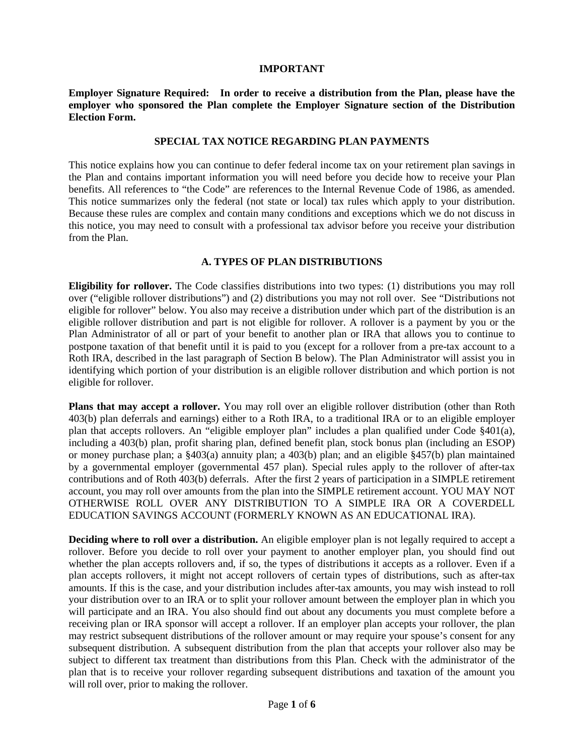**IMPORTANT**

**Employer Signature Required: In order to receive a distribution from the Plan, please have the employer who sponsored the Plan complete the Employer Signature section of the Distribution Election Form.**

## SPECIAL TAX NOTICE REGARDING PLAN PAYMENTS

This notice explains how you can continue to defer federal income tax on your retirement plan savings in the Plan and contains important information you will need before you decide how to receive your Plan benefits. All references to "the Code" are references to the Internal Revenue Code of 1986, as amended. This notice summarizes only the federal (not state or local) tax rules which apply to your distribution. Because these rules are complex and contain many conditions and exceptions which we do not discuss in this notice, you may need to consult with a professional tax advisor before you receive your distribution from the Plan.

## A. TYPES OF PLAN DISTRIBUTIONS

**Eligibility for rollover.** The Code classifies distributions into two types: (1) distributions you may roll over ("eligible rollover distributions") and (2) distributions you may not roll over. See "Distributions not eligible for rollover" below. You also may receive a distribution under which part of the distribution is an eligible rollover distribution and part is not eligible for rollover. A rollover is a payment by you or the Plan Administrator of all or part of your benefit to another plan or IRA that allows you to continue to postpone taxation of that benefit until it is paid to you (except for a rollover from a pre-tax account to a Roth IRA, described in the last paragraph of Section B below). The Plan Administrator will assist you in identifying which portion of your distribution is an eligible rollover distribution and which portion is not eligible for rollover.

**Plans that may accept a rollover.** You may roll over an eligible rollover distribution (other than Roth 403(b) plan deferrals and earnings) either to a Roth IRA, to a traditional IRA or to an eligible employer plan that accepts rollovers. An "eligible employer plan" includes a plan qualified under Code §401(a), including a 403(b) plan, profit sharing plan, defined benefit plan, stock bonus plan (including an ESOP) or money purchase plan; a §403(a) annuity plan; a 403(b) plan; and an eligible §457(b) plan maintained by a governmental employer (governmental 457 plan). Special rules apply to the rollover of after-tax contributions and of Roth 403(b) deferrals. After the first 2 years of participation in a SIMPLE retirement account, you may roll over amounts from the plan into the SIMPLE retirement account. YOU MAY NOT OTHERWISE ROLL OVER ANY DISTRIBUTION TO A SIMPLE IRA OR A COVERDELL EDUCATION SAVINGS ACCOUNT (FORMERLY KNOWN AS AN EDUCATIONAL IRA).

**Deciding where to roll over a distribution.** An eligible employer plan is not legally required to accept a rollover. Before you decide to roll over your payment to another employer plan, you should find out whether the plan accepts rollovers and, if so, the types of distributions it accepts as a rollover. Even if a plan accepts rollovers, it might not accept rollovers of certain types of distributions, such as after-tax amounts. If this is the case, and your distribution includes after-tax amounts, you may wish instead to roll your distribution over to an IRA or to split your rollover amount between the employer plan in which you will participate and an IRA. You also should find out about any documents you must complete before a receiving plan or IRA sponsor will accept a rollover. If an employer plan accepts your rollover, the plan may restrict subsequent distributions of the rollover amount or may require your spouse's consent for any subsequent distribution. A subsequent distribution from the plan that accepts your rollover also may be subject to different tax treatment than distributions from this Plan. Check with the administrator of the plan that is to receive your rollover regarding subsequent distributions and taxation of the amount you will roll over, prior to making the rollover.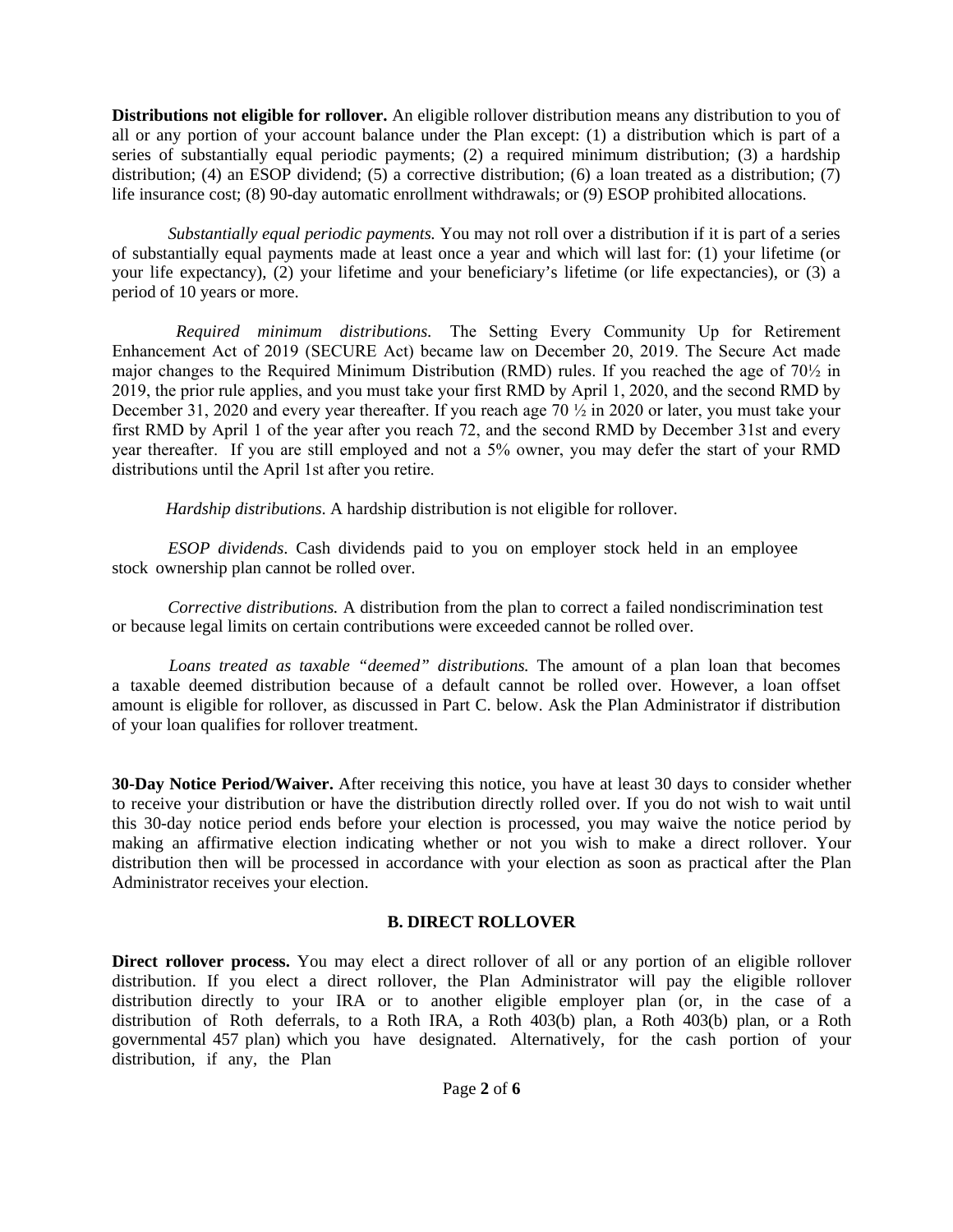**Distributions not eligible for rollover.** An eligible rollover distribution means any distribution to you of all or any portion of your account balance under the Plan except: (1) a distribution which is part of a series of substantially equal periodic payments; (2) a required minimum distribution; (3) a hardship distribution; (4) an ESOP dividend; (5) a corrective distribution; (6) a loan treated as a distribution; (7) life insurance cost; (8) 90-day automatic enrollment withdrawals; or (9) ESOP prohibited allocations.

*Substantially equal periodic payments.* You may not roll over a distribution if it is part of a series of substantially equal payments made at least once a year and which will last for: (1) your lifetime (or your life expectancy), (2) your lifetime and your beneficiary's lifetime (or life expectancies), or (3) a period of 10 years or more.

*Required minimum distributions.* The Setting Every Community Up for Retirement Enhancement Act of 2019 (SECURE Act) became law on December 20, 2019. The Secure Act made major changes to the Required Minimum Distribution (RMD) rules. If you reached the age of 70½ in 2019, the prior rule applies, and you must take your first RMD by April 1, 2020, and the second RMD by December 31, 2020 and every year thereafter. If you reach age 70 ½ in 2020 or later, you must take your first RMD by April 1 of the year after you reach 72, and the second RMD by December 31st and every year thereafter. If you are still employed and not a 5% owner, you may defer the start of your RMD distributions until the April 1st after you retire.

*Hardship distributions.* A hardship distribution is not eligible for rollover.

*ESOP dividends.* Cash dividends paid to you on employer stock held in an employee stock ownership plan cannot be rolled over.

*Corrective distributions.* A distribution from the plan to correct a failed nondiscrimination test or because legal limits on certain contributions were exceeded cannot be rolled over.

*Loans treated as taxable "deemed" distributions.* The amount of a plan loan that becomes a taxable deemed distribution because of a default cannot be rolled over. However, a loan offset amount is eligible for rollover, as discussed in Part C. below. Ask the Plan Administrator if distribution of your loan qualifies for rollover treatment.

**30-Day Notice Period/Waiver.** After receiving this notice, you have at least 30 days to consider whether to receive your distribution or have the distribution directly rolled over. If you do not wish to wait until this 30-day notice period ends before your election is processed, you may waive the notice period by making an affirmative election indicating whether or not you wish to make a direct rollover. Your distribution then will be processed in accordance with your election as soon as practical after the Plan Administrator receives your election.

## B. DIRECT ROLLOVER

**Direct rollover process.** You may elect a direct rollover of all or any portion of an eligible rollover distribution. If you elect a direct rollover, the Plan Administrator will pay the eligible rollover distribution directly to your IRA or to another eligible employer plan (or, in the case of a distribution of Roth deferrals, to a Roth IRA, a Roth 403(b) plan, a Roth 403(b) plan, or a Roth governmental 457 plan) which you have designated. Alternatively, for the cash portion of your distribution, if any, the Plan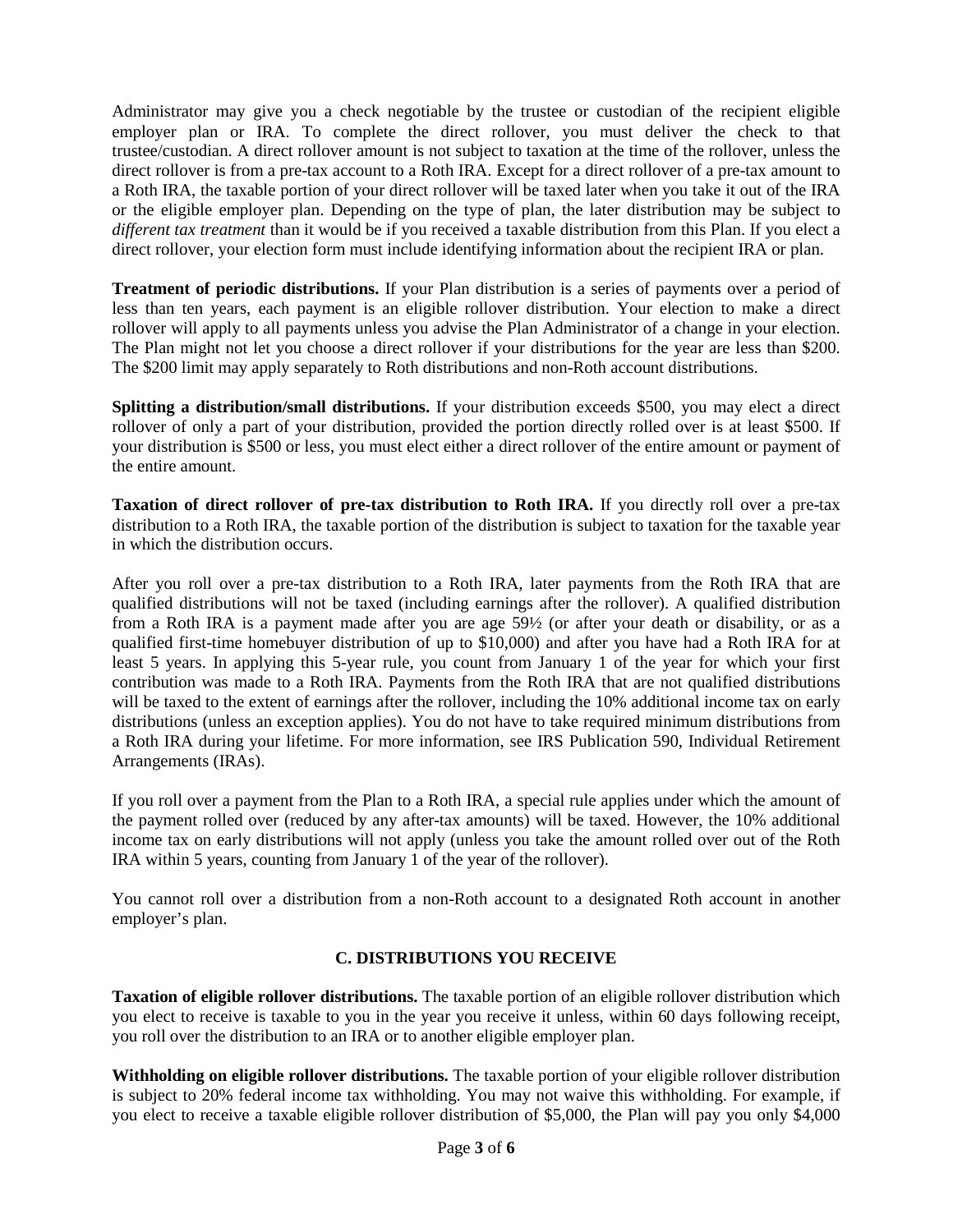Administrator may give you a check negotiable by the trustee or custodian of the recipient eligible employer plan or IRA. To complete the direct rollover, you must deliver the check to that trustee/custodian. A direct rollover amount is not subject to taxation at the time of the rollover, unless the direct rollover is from a pre-tax account to a Roth IRA. Except for a direct rollover of a pre-tax amount to a Roth IRA, the taxable portion of your direct rollover will be taxed later when you take it out of the IRA or the eligible employer plan. Depending on the type of plan, the later distribution may be subject to *different tax treatment* than it would be if you received a taxable distribution from this Plan. If you elect a direct rollover, your election form must include identifying information about the recipient IRA or plan.

**Treatment of periodic distributions.** If your Plan distribution is a series of payments over a period of less than ten years, each payment is an eligible rollover distribution. Your election to make a direct rollover will apply to all payments unless you advise the Plan Administrator of a change in your election. The Plan might not let you choose a direct rollover if your distributions for the year are less than $200. The $200 limit may apply separately to Roth distributions and non-Roth account distributions.

**Splitting a distribution/small distributions.** If your distribution exceeds $500, you may elect a direct rollover of only a part of your distribution, provided the portion directly rolled over is at least $500. If your distribution is $500 or less, you must elect either a direct rollover of the entire amount or payment of the entire amount.

**Taxation of direct rollover of pre-tax distribution to Roth IRA.** If you directly roll over a pre-tax distribution to a Roth IRA, the taxable portion of the distribution is subject to taxation for the taxable year in which the distribution occurs.

After you roll over a pre-tax distribution to a Roth IRA, later payments from the Roth IRA that are qualified distributions will not be taxed (including earnings after the rollover). A qualified distribution from a Roth IRA is a payment made after you are age 59½ (or after your death or disability, or as a qualified first-time homebuyer distribution of up to $10,000) and after you have had a Roth IRA for at least 5 years. In applying this 5-year rule, you count from January 1 of the year for which your first contribution was made to a Roth IRA. Payments from the Roth IRA that are not qualified distributions will be taxed to the extent of earnings after the rollover, including the 10% additional income tax on early distributions (unless an exception applies). You do not have to take required minimum distributions from a Roth IRA during your lifetime. For more information, see IRS Publication 590, Individual Retirement Arrangements (IRAs).

If you roll over a payment from the Plan to a Roth IRA, a special rule applies under which the amount of the payment rolled over (reduced by any after-tax amounts) will be taxed. However, the 10% additional income tax on early distributions will not apply (unless you take the amount rolled over out of the Roth IRA within 5 years, counting from January 1 of the year of the rollover).

You cannot roll over a distribution from a non-Roth account to a designated Roth account in another employer's plan.

## C. DISTRIBUTIONS YOU RECEIVE

**Taxation of eligible rollover distributions.** The taxable portion of an eligible rollover distribution which you elect to receive is taxable to you in the year you receive it unless, within 60 days following receipt, you roll over the distribution to an IRA or to another eligible employer plan.

**Withholding on eligible rollover distributions.** The taxable portion of your eligible rollover distribution is subject to 20% federal income tax withholding. You may not waive this withholding. For example, if you elect to receive a taxable eligible rollover distribution of $5,000, the Plan will pay you only $4,000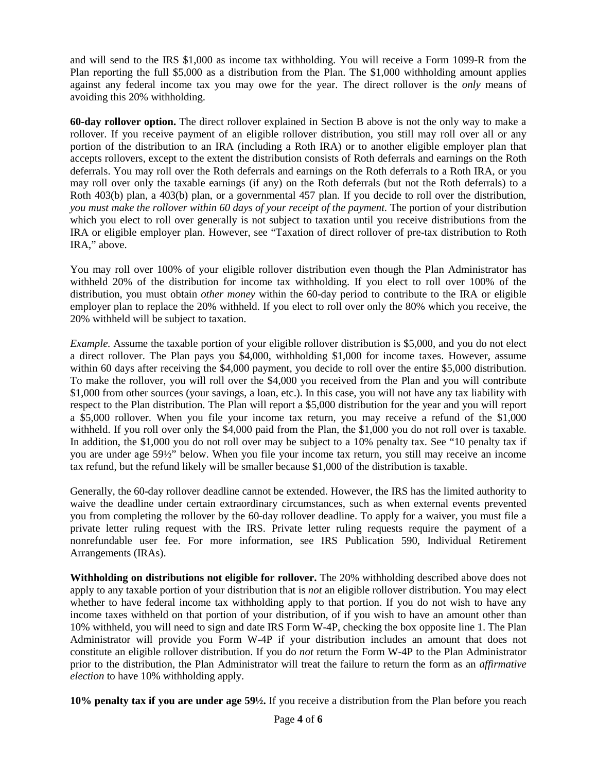and will send to the IRS $1,000 as income tax withholding. You will receive a Form 1099-R from the Plan reporting the full $5,000 as a distribution from the Plan. The $1,000 withholding amount applies against any federal income tax you may owe for the year. The direct rollover is the *only* means of avoiding this 20% withholding.

**60-day rollover option.** The direct rollover explained in Section B above is not the only way to make a rollover. If you receive payment of an eligible rollover distribution, you still may roll over all or any portion of the distribution to an IRA (including a Roth IRA) or to another eligible employer plan that accepts rollovers, except to the extent the distribution consists of Roth deferrals and earnings on the Roth deferrals. You may roll over the Roth deferrals and earnings on the Roth deferrals to a Roth IRA, or you may roll over only the taxable earnings (if any) on the Roth deferrals (but not the Roth deferrals) to a Roth 403(b) plan, a 403(b) plan, or a governmental 457 plan. If you decide to roll over the distribution, *you must make the rollover within 60 days of your receipt of the payment.* The portion of your distribution which you elect to roll over generally is not subject to taxation until you receive distributions from the IRA or eligible employer plan. However, see "Taxation of direct rollover of pre-tax distribution to Roth IRA," above.

You may roll over 100% of your eligible rollover distribution even though the Plan Administrator has withheld 20% of the distribution for income tax withholding. If you elect to roll over 100% of the distribution, you must obtain *other money* within the 60-day period to contribute to the IRA or eligible employer plan to replace the 20% withheld. If you elect to roll over only the 80% which you receive, the 20% withheld will be subject to taxation.

*Example.* Assume the taxable portion of your eligible rollover distribution is $5,000, and you do not elect a direct rollover. The Plan pays you $4,000, withholding $1,000 for income taxes. However, assume within 60 days after receiving the $4,000 payment, you decide to roll over the entire $5,000 distribution. To make the rollover, you will roll over the $4,000 you received from the Plan and you will contribute $1,000 from other sources (your savings, a loan, etc.). In this case, you will not have any tax liability with respect to the Plan distribution. The Plan will report a $5,000 distribution for the year and you will report a $5,000 rollover. When you file your income tax return, you may receive a refund of the $1,000 withheld. If you roll over only the $4,000 paid from the Plan, the $1,000 you do not roll over is taxable. In addition, the $1,000 you do not roll over may be subject to a 10% penalty tax. See "10 penalty tax if you are under age 59½" below. When you file your income tax return, you still may receive an income tax refund, but the refund likely will be smaller because $1,000 of the distribution is taxable.

Generally, the 60-day rollover deadline cannot be extended. However, the IRS has the limited authority to waive the deadline under certain extraordinary circumstances, such as when external events prevented you from completing the rollover by the 60-day rollover deadline. To apply for a waiver, you must file a private letter ruling request with the IRS. Private letter ruling requests require the payment of a nonrefundable user fee. For more information, see IRS Publication 590, Individual Retirement Arrangements (IRAs).

**Withholding on distributions not eligible for rollover.** The 20% withholding described above does not apply to any taxable portion of your distribution that is *not* an eligible rollover distribution. You may elect whether to have federal income tax withholding apply to that portion. If you do not wish to have any income taxes withheld on that portion of your distribution, of if you wish to have an amount other than 10% withheld, you will need to sign and date IRS Form W-4P, checking the box opposite line 1. The Plan Administrator will provide you Form W-4P if your distribution includes an amount that does not constitute an eligible rollover distribution. If you do *not* return the Form W-4P to the Plan Administrator prior to the distribution, the Plan Administrator will treat the failure to return the form as an *affirmative election* to have 10% withholding apply.

**10% penalty tax if you are under age 59½.** If you receive a distribution from the Plan before you reach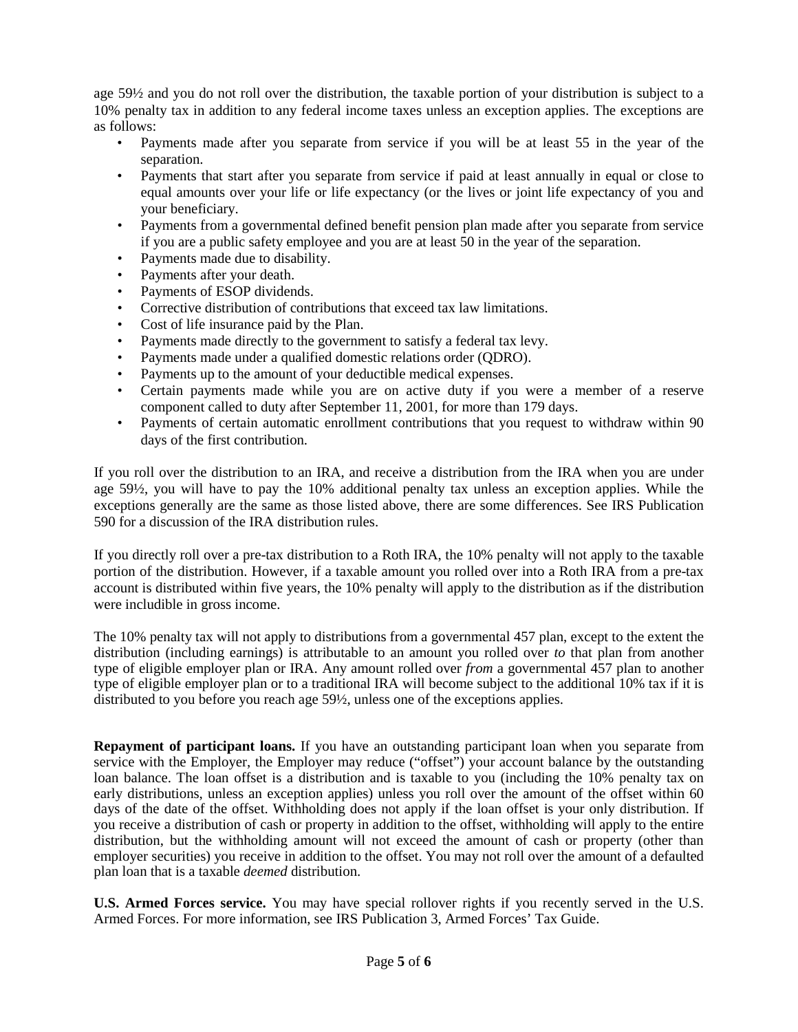age 59½ and you do not roll over the distribution, the taxable portion of your distribution is subject to a 10% penalty tax in addition to any federal income taxes unless an exception applies. The exceptions are as follows:

- Payments made after you separate from service if you will be at least 55 in the year of the separation.
- Payments that start after you separate from service if paid at least annually in equal or close to equal amounts over your life or life expectancy (or the lives or joint life expectancy of you and your beneficiary.
- Payments from a governmental defined benefit pension plan made after you separate from service if you are a public safety employee and you are at least 50 in the year of the separation.
- Payments made due to disability.
- Payments after your death.
- Payments of ESOP dividends.
- Corrective distribution of contributions that exceed tax law limitations.
- Cost of life insurance paid by the Plan.
- Payments made directly to the government to satisfy a federal tax levy.
- Payments made under a qualified domestic relations order (QDRO).
- Payments up to the amount of your deductible medical expenses.
- Certain payments made while you are on active duty if you were a member of a reserve component called to duty after September 11, 2001, for more than 179 days.
- Payments of certain automatic enrollment contributions that you request to withdraw within 90 days of the first contribution.

If you roll over the distribution to an IRA, and receive a distribution from the IRA when you are under age 59½, you will have to pay the 10% additional penalty tax unless an exception applies. While the exceptions generally are the same as those listed above, there are some differences. See IRS Publication 590 for a discussion of the IRA distribution rules.

If you directly roll over a pre-tax distribution to a Roth IRA, the 10% penalty will not apply to the taxable portion of the distribution. However, if a taxable amount you rolled over into a Roth IRA from a pre-tax account is distributed within five years, the 10% penalty will apply to the distribution as if the distribution were includible in gross income.

The 10% penalty tax will not apply to distributions from a governmental 457 plan, except to the extent the distribution (including earnings) is attributable to an amount you rolled over *to* that plan from another type of eligible employer plan or IRA. Any amount rolled over *from* a governmental 457 plan to another type of eligible employer plan or to a traditional IRA will become subject to the additional 10% tax if it is distributed to you before you reach age 59½, unless one of the exceptions applies.

**Repayment of participant loans.** If you have an outstanding participant loan when you separate from service with the Employer, the Employer may reduce ("offset") your account balance by the outstanding loan balance. The loan offset is a distribution and is taxable to you (including the 10% penalty tax on early distributions, unless an exception applies) unless you roll over the amount of the offset within 60 days of the date of the offset. Withholding does not apply if the loan offset is your only distribution. If you receive a distribution of cash or property in addition to the offset, withholding will apply to the entire distribution, but the withholding amount will not exceed the amount of cash or property (other than employer securities) you receive in addition to the offset. You may not roll over the amount of a defaulted plan loan that is a taxable *deemed* distribution.

**U.S. Armed Forces service.** You may have special rollover rights if you recently served in the U.S. Armed Forces. For more information, see IRS Publication 3, Armed Forces' Tax Guide.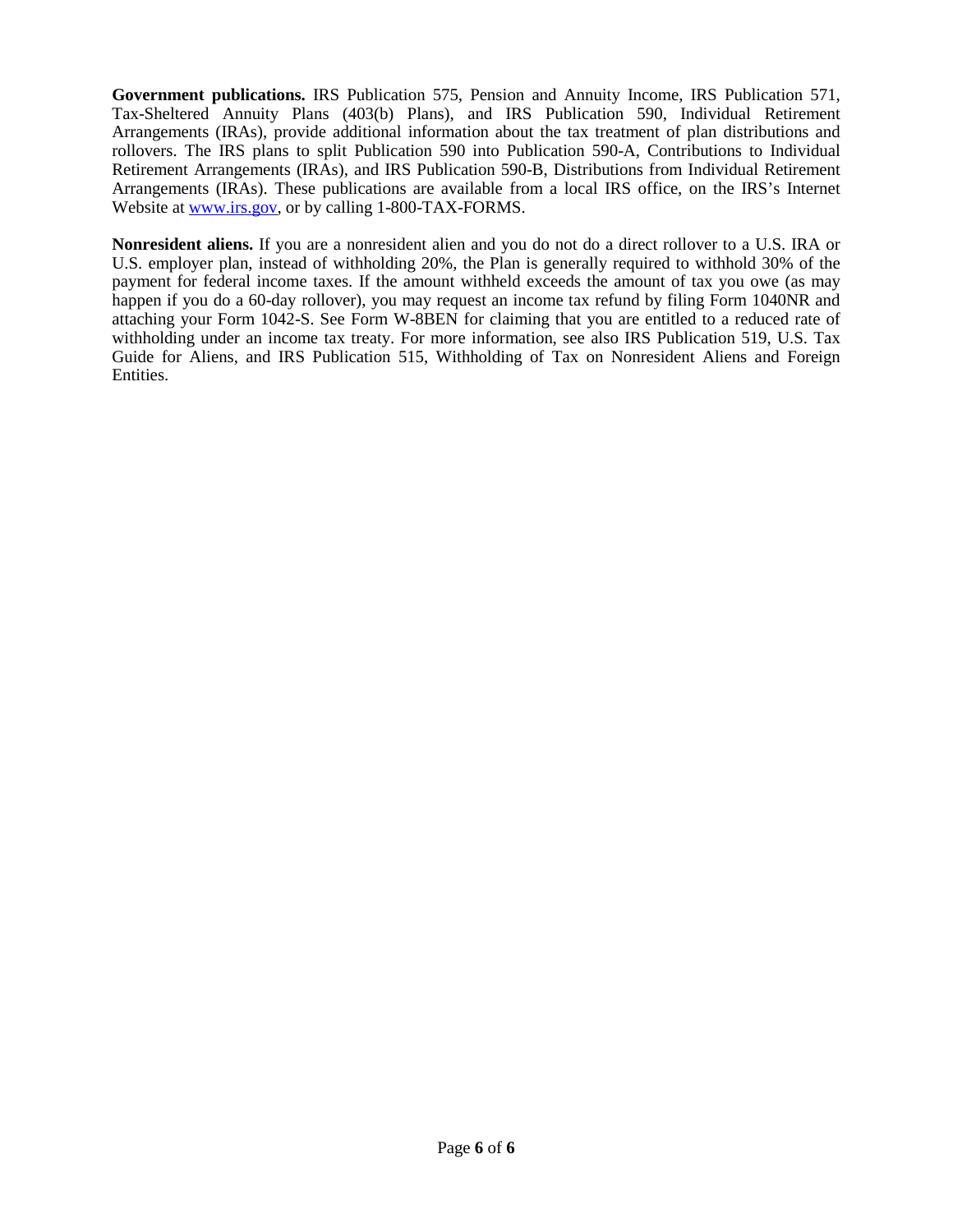**Government publications.** IRS Publication 575, Pension and Annuity Income, IRS Publication 571, Tax-Sheltered Annuity Plans (403(b) Plans), and IRS Publication 590, Individual Retirement Arrangements (IRAs), provide additional information about the tax treatment of plan distributions and rollovers. The IRS plans to split Publication 590 into Publication 590-A, Contributions to Individual Retirement Arrangements (IRAs), and IRS Publication 590-B, Distributions from Individual Retirement Arrangements (IRAs). These publications are available from a local IRS office, on the IRS's Internet Website at [www.irs.gov](http://www.irs.gov), or by calling 1-800-TAX-FORMS.

**Nonresident aliens.** If you are a nonresident alien and you do not do a direct rollover to a U.S. IRA or U.S. employer plan, instead of withholding 20%, the Plan is generally required to withhold 30% of the payment for federal income taxes. If the amount withheld exceeds the amount of tax you owe (as may happen if you do a 60-day rollover), you may request an income tax refund by filing Form 1040NR and attaching your Form 1042-S. See Form W-8BEN for claiming that you are entitled to a reduced rate of withholding under an income tax treaty. For more information, see also IRS Publication 519, U.S. Tax Guide for Aliens, and IRS Publication 515, Withholding of Tax on Nonresident Aliens and Foreign Entities.